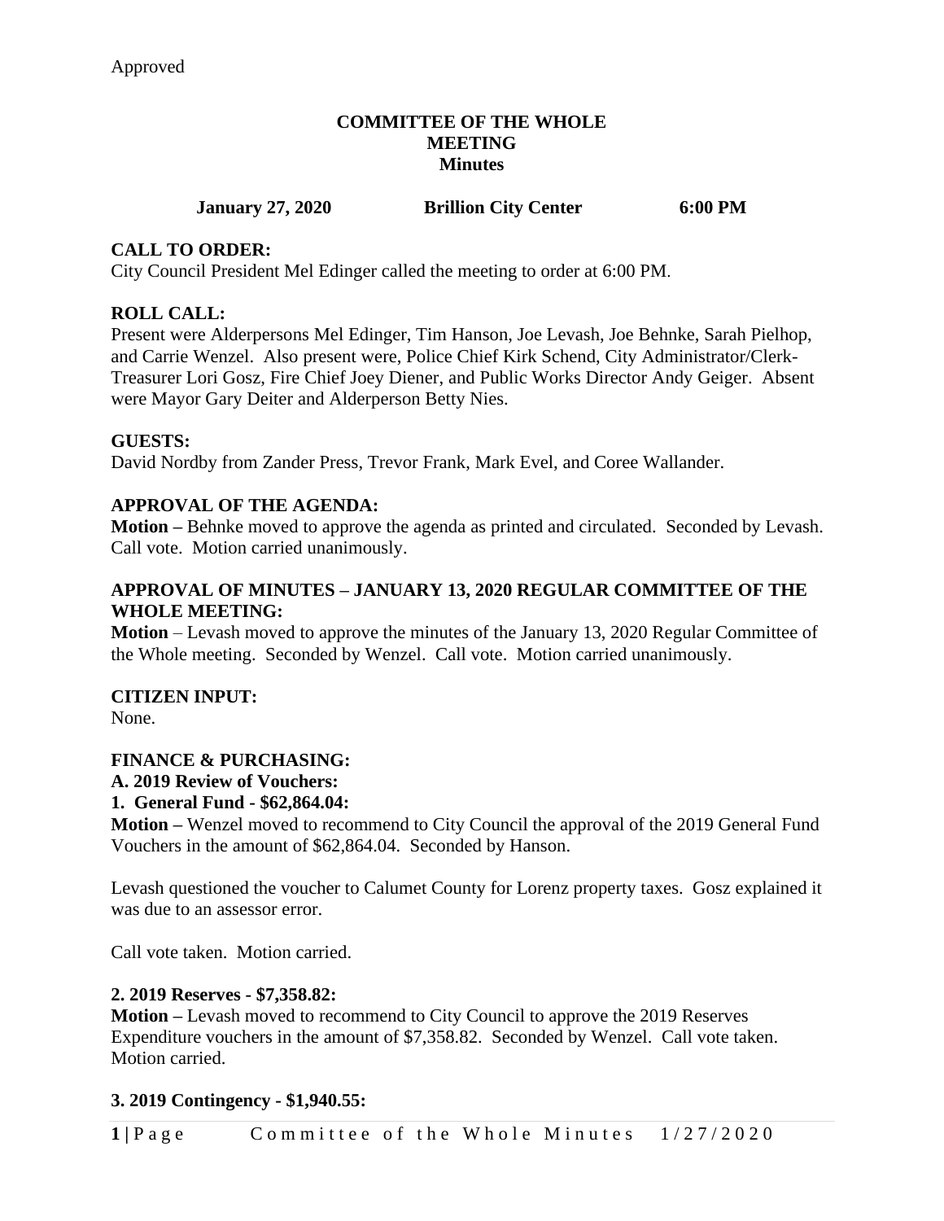Approved

# COMMITTEE OF THE WHOLE MEETING Minutes

**January 27, 2020 Brillion City Center 6:00 PM**

**CALL TO ORDER:**
City Council President Mel Edinger called the meeting to order at 6:00 PM.

**ROLL CALL:**
Present were Alderpersons Mel Edinger, Tim Hanson, Joe Levash, Joe Behnke, Sarah Pielhop, and Carrie Wenzel. Also present were, Police Chief Kirk Schend, City Administrator/Clerk-Treasurer Lori Gosz, Fire Chief Joey Diener, and Public Works Director Andy Geiger. Absent were Mayor Gary Deiter and Alderperson Betty Nies.

**GUESTS:**
David Nordby from Zander Press, Trevor Frank, Mark Evel, and Coree Wallander.

**APPROVAL OF THE AGENDA:**
**Motion –** Behnke moved to approve the agenda as printed and circulated. Seconded by Levash. Call vote. Motion carried unanimously.

**APPROVAL OF MINUTES – JANUARY 13, 2020 REGULAR COMMITTEE OF THE WHOLE MEETING:**
**Motion** – Levash moved to approve the minutes of the January 13, 2020 Regular Committee of the Whole meeting. Seconded by Wenzel. Call vote. Motion carried unanimously.

**CITIZEN INPUT:**
None.

**FINANCE & PURCHASING:**
**A. 2019 Review of Vouchers:**
**1. General Fund - $62,864.04:**
**Motion –** Wenzel moved to recommend to City Council the approval of the 2019 General Fund Vouchers in the amount of $62,864.04. Seconded by Hanson.

Levash questioned the voucher to Calumet County for Lorenz property taxes. Gosz explained it was due to an assessor error.

Call vote taken. Motion carried.

**2. 2019 Reserves - $7,358.82:**
**Motion –** Levash moved to recommend to City Council to approve the 2019 Reserves Expenditure vouchers in the amount of $7,358.82. Seconded by Wenzel. Call vote taken. Motion carried.

**3. 2019 Contingency - $1,940.55:**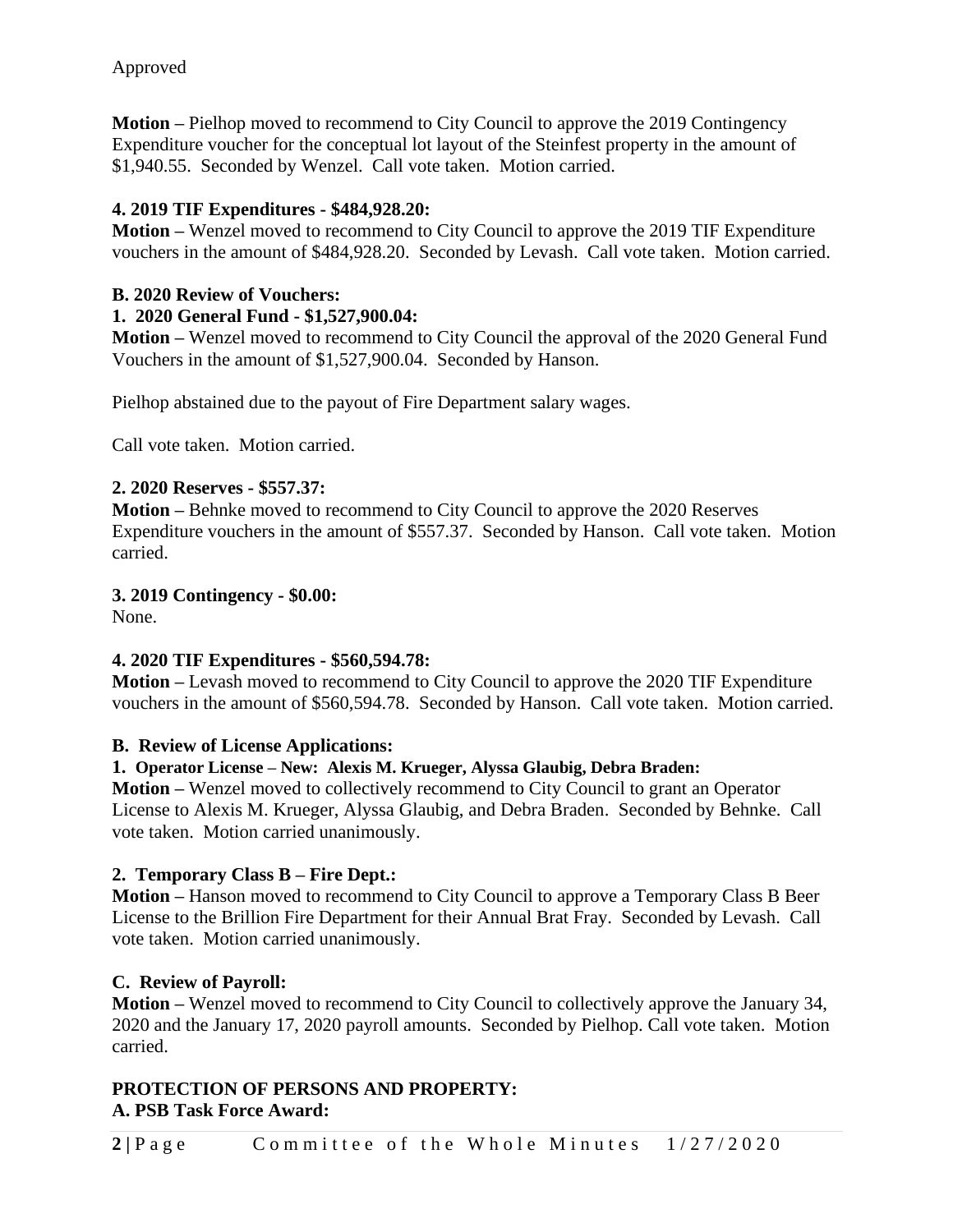Approved

**Motion –** Pielhop moved to recommend to City Council to approve the 2019 Contingency Expenditure voucher for the conceptual lot layout of the Steinfest property in the amount of $1,940.55. Seconded by Wenzel. Call vote taken. Motion carried.

**4. 2019 TIF Expenditures - $484,928.20:**

**Motion –** Wenzel moved to recommend to City Council to approve the 2019 TIF Expenditure vouchers in the amount of $484,928.20. Seconded by Levash. Call vote taken. Motion carried.

**B. 2020 Review of Vouchers:**

**1. 2020 General Fund - $1,527,900.04:**

**Motion –** Wenzel moved to recommend to City Council the approval of the 2020 General Fund Vouchers in the amount of $1,527,900.04. Seconded by Hanson.

Pielhop abstained due to the payout of Fire Department salary wages.

Call vote taken. Motion carried.

**2. 2020 Reserves - $557.37:**

**Motion –** Behnke moved to recommend to City Council to approve the 2020 Reserves Expenditure vouchers in the amount of $557.37. Seconded by Hanson. Call vote taken. Motion carried.

**3. 2019 Contingency - $0.00:**

None.

**4. 2020 TIF Expenditures - $560,594.78:**

**Motion –** Levash moved to recommend to City Council to approve the 2020 TIF Expenditure vouchers in the amount of $560,594.78. Seconded by Hanson. Call vote taken. Motion carried.

**B. Review of License Applications:**

**1. Operator License – New: Alexis M. Krueger, Alyssa Glaubig, Debra Braden:**

**Motion –** Wenzel moved to collectively recommend to City Council to grant an Operator License to Alexis M. Krueger, Alyssa Glaubig, and Debra Braden. Seconded by Behnke. Call vote taken. Motion carried unanimously.

**2. Temporary Class B – Fire Dept.:**

**Motion –** Hanson moved to recommend to City Council to approve a Temporary Class B Beer License to the Brillion Fire Department for their Annual Brat Fray. Seconded by Levash. Call vote taken. Motion carried unanimously.

**C. Review of Payroll:**

**Motion –** Wenzel moved to recommend to City Council to collectively approve the January 34, 2020 and the January 17, 2020 payroll amounts. Seconded by Pielhop. Call vote taken. Motion carried.

**PROTECTION OF PERSONS AND PROPERTY:**

**A. PSB Task Force Award:**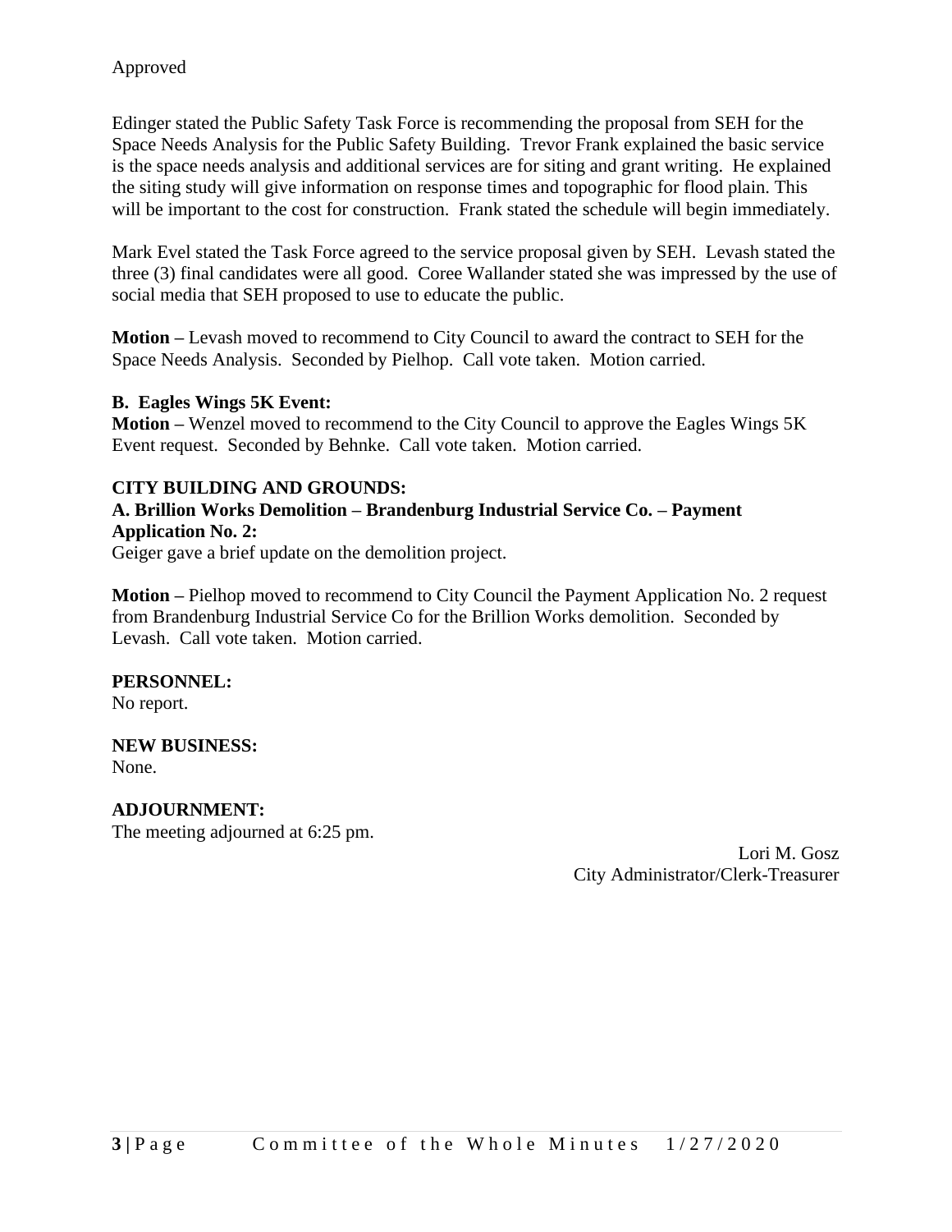Approved

Edinger stated the Public Safety Task Force is recommending the proposal from SEH for the Space Needs Analysis for the Public Safety Building. Trevor Frank explained the basic service is the space needs analysis and additional services are for siting and grant writing. He explained the siting study will give information on response times and topographic for flood plain. This will be important to the cost for construction. Frank stated the schedule will begin immediately.

Mark Evel stated the Task Force agreed to the service proposal given by SEH. Levash stated the three (3) final candidates were all good. Coree Wallander stated she was impressed by the use of social media that SEH proposed to use to educate the public.

**Motion –** Levash moved to recommend to City Council to award the contract to SEH for the Space Needs Analysis. Seconded by Pielhop. Call vote taken. Motion carried.

**B. Eagles Wings 5K Event:**
**Motion –** Wenzel moved to recommend to the City Council to approve the Eagles Wings 5K Event request. Seconded by Behnke. Call vote taken. Motion carried.

**CITY BUILDING AND GROUNDS:**
**A. Brillion Works Demolition – Brandenburg Industrial Service Co. – Payment Application No. 2:**
Geiger gave a brief update on the demolition project.

**Motion –** Pielhop moved to recommend to City Council the Payment Application No. 2 request from Brandenburg Industrial Service Co for the Brillion Works demolition. Seconded by Levash. Call vote taken. Motion carried.

**PERSONNEL:**
No report.

**NEW BUSINESS:**
None.

**ADJOURNMENT:**
The meeting adjourned at 6:25 pm.

Lori M. Gosz
City Administrator/Clerk-Treasurer